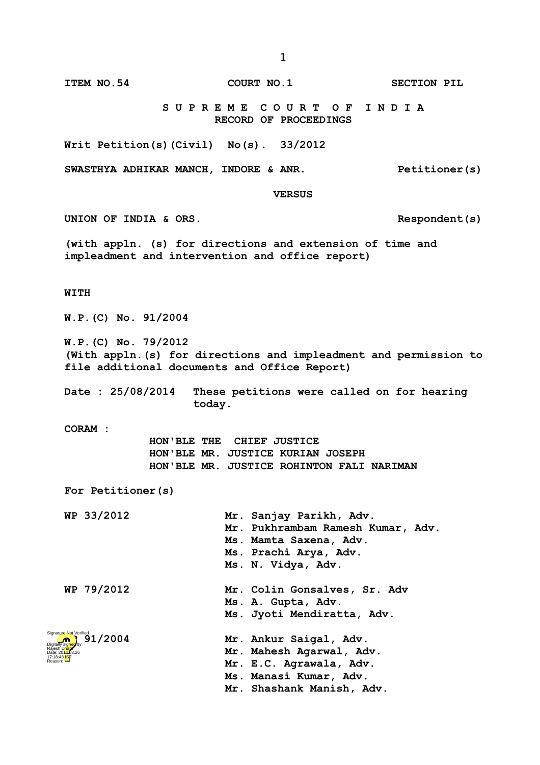ITEM NO.54 COURT NO.1 SECTION PIL

**S U P R E M E C O U R T O F I N D I A**
**RECORD OF PROCEEDINGS**

Writ Petition(s)(Civil) No(s). 33/2012

SWASTHYA ADHIKAR MANCH, INDORE & ANR. Petitioner(s)

VERSUS

UNION OF INDIA & ORS. Respondent(s)

(with appln. (s) for directions and extension of time and impleadment and intervention and office report)

WITH

W.P.(C) No. 91/2004

W.P.(C) No. 79/2012
(With appln.(s) for directions and impleadment and permission to file additional documents and Office Report)

Date : 25/08/2014 These petitions were called on for hearing today.

CORAM :
HON'BLE THE CHIEF JUSTICE
HON'BLE MR. JUSTICE KURIAN JOSEPH
HON'BLE MR. JUSTICE ROHINTON FALI NARIMAN

For Petitioner(s)

WP 33/2012
Mr. Sanjay Parikh, Adv.
Mr. Pukhrambam Ramesh Kumar, Adv.
Ms. Mamta Saxena, Adv.
Ms. Prachi Arya, Adv.
Ms. N. Vidya, Adv.

WP 79/2012
Mr. Colin Gonsalves, Sr. Adv
Ms. A. Gupta, Adv.
Ms. Jyoti Mendiratta, Adv.

WP 91/2004
Mr. Ankur Saigal, Adv.
Mr. Mahesh Agarwal, Adv.
Mr. E.C. Agrawala, Adv.
Ms. Manasi Kumar, Adv.
Mr. Shashank Manish, Adv.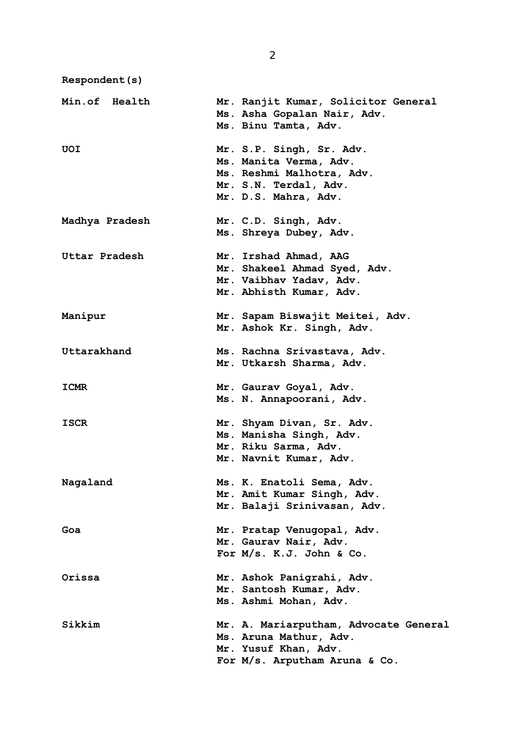**Respondent(s)**

| | |
|---|---|
| **Min.of Health** | **Mr. Ranjit Kumar, Solicitor General**<br>**Ms. Asha Gopalan Nair, Adv.**<br>**Ms. Binu Tamta, Adv.** |
| **UOI** | **Mr. S.P. Singh, Sr. Adv.**<br>**Ms. Manita Verma, Adv.**<br>**Ms. Reshmi Malhotra, Adv.**<br>**Mr. S.N. Terdal, Adv.**<br>**Mr. D.S. Mahra, Adv.** |
| **Madhya Pradesh** | **Mr. C.D. Singh, Adv.**<br>**Ms. Shreya Dubey, Adv.** |
| **Uttar Pradesh** | **Mr. Irshad Ahmad, AAG**<br>**Mr. Shakeel Ahmad Syed, Adv.**<br>**Mr. Vaibhav Yadav, Adv.**<br>**Mr. Abhisth Kumar, Adv.** |
| **Manipur** | **Mr. Sapam Biswajit Meitei, Adv.**<br>**Mr. Ashok Kr. Singh, Adv.** |
| **Uttarakhand** | **Ms. Rachna Srivastava, Adv.**<br>**Mr. Utkarsh Sharma, Adv.** |
| **ICMR** | **Mr. Gaurav Goyal, Adv.**<br>**Ms. N. Annapoorani, Adv.** |
| **ISCR** | **Mr. Shyam Divan, Sr. Adv.**<br>**Ms. Manisha Singh, Adv.**<br>**Mr. Riku Sarma, Adv.**<br>**Mr. Navnit Kumar, Adv.** |
| **Nagaland** | **Ms. K. Enatoli Sema, Adv.**<br>**Mr. Amit Kumar Singh, Adv.**<br>**Mr. Balaji Srinivasan, Adv.** |
| **Goa** | **Mr. Pratap Venugopal, Adv.**<br>**Mr. Gaurav Nair, Adv.**<br>**For M/s. K.J. John & Co.** |
| **Orissa** | **Mr. Ashok Panigrahi, Adv.**<br>**Mr. Santosh Kumar, Adv.**<br>**Ms. Ashmi Mohan, Adv.** |
| **Sikkim** | **Mr. A. Mariarputham, Advocate General**<br>**Ms. Aruna Mathur, Adv.**<br>**Mr. Yusuf Khan, Adv.**<br>**For M/s. Arputham Aruna & Co.** |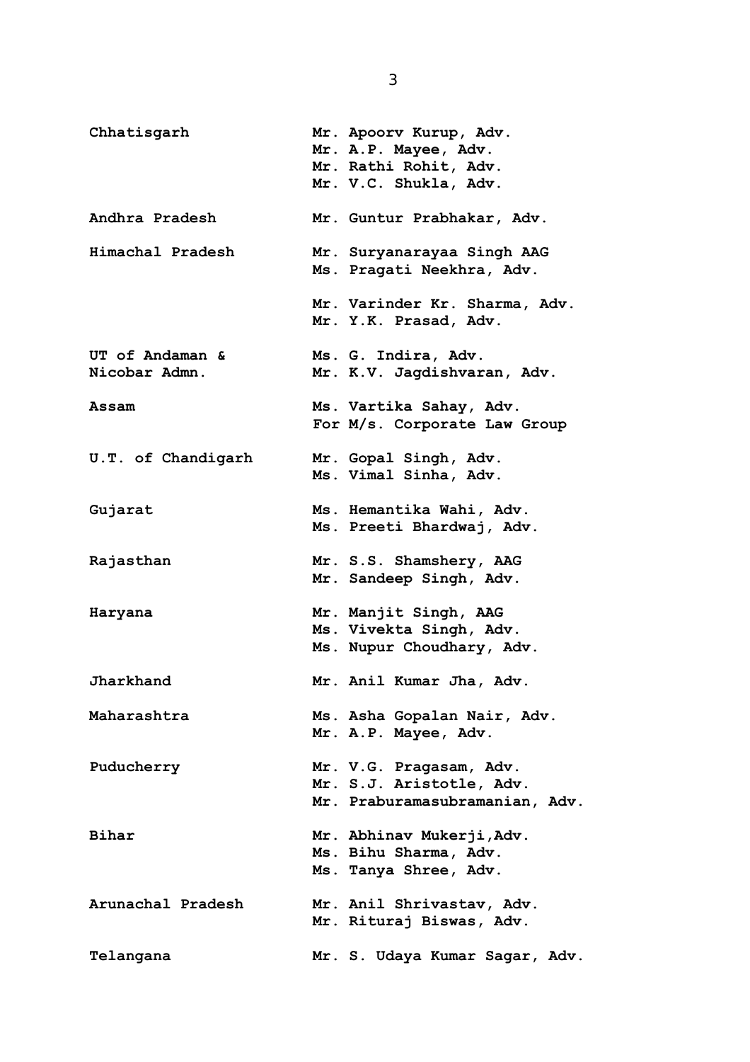| | |
|---|---|
| **Chhatisgarh** | **Mr. Apoorv Kurup, Adv.**<br>**Mr. A.P. Mayee, Adv.**<br>**Mr. Rathi Rohit, Adv.**<br>**Mr. V.C. Shukla, Adv.** |
| **Andhra Pradesh** | **Mr. Guntur Prabhakar, Adv.** |
| **Himachal Pradesh** | **Mr. Suryanarayaa Singh AAG**<br>**Ms. Pragati Neekhra, Adv.** |
| | **Mr. Varinder Kr. Sharma, Adv.**<br>**Mr. Y.K. Prasad, Adv.** |
| **UT of Andaman & Nicobar Admn.** | **Ms. G. Indira, Adv.**<br>**Mr. K.V. Jagdishvaran, Adv.** |
| **Assam** | **Ms. Vartika Sahay, Adv.**<br>**For M/s. Corporate Law Group** |
| **U.T. of Chandigarh** | **Mr. Gopal Singh, Adv.**<br>**Ms. Vimal Sinha, Adv.** |
| **Gujarat** | **Ms. Hemantika Wahi, Adv.**<br>**Ms. Preeti Bhardwaj, Adv.** |
| **Rajasthan** | **Mr. S.S. Shamshery, AAG**<br>**Mr. Sandeep Singh, Adv.** |
| **Haryana** | **Mr. Manjit Singh, AAG**<br>**Ms. Vivekta Singh, Adv.**<br>**Ms. Nupur Choudhary, Adv.** |
| **Jharkhand** | **Mr. Anil Kumar Jha, Adv.** |
| **Maharashtra** | **Ms. Asha Gopalan Nair, Adv.**<br>**Mr. A.P. Mayee, Adv.** |
| **Puducherry** | **Mr. V.G. Pragasam, Adv.**<br>**Mr. S.J. Aristotle, Adv.**<br>**Mr. Praburamasubramanian, Adv.** |
| **Bihar** | **Mr. Abhinav Mukerji,Adv.**<br>**Ms. Bihu Sharma, Adv.**<br>**Ms. Tanya Shree, Adv.** |
| **Arunachal Pradesh** | **Mr. Anil Shrivastav, Adv.**<br>**Mr. Rituraj Biswas, Adv.** |
| **Telangana** | **Mr. S. Udaya Kumar Sagar, Adv.** |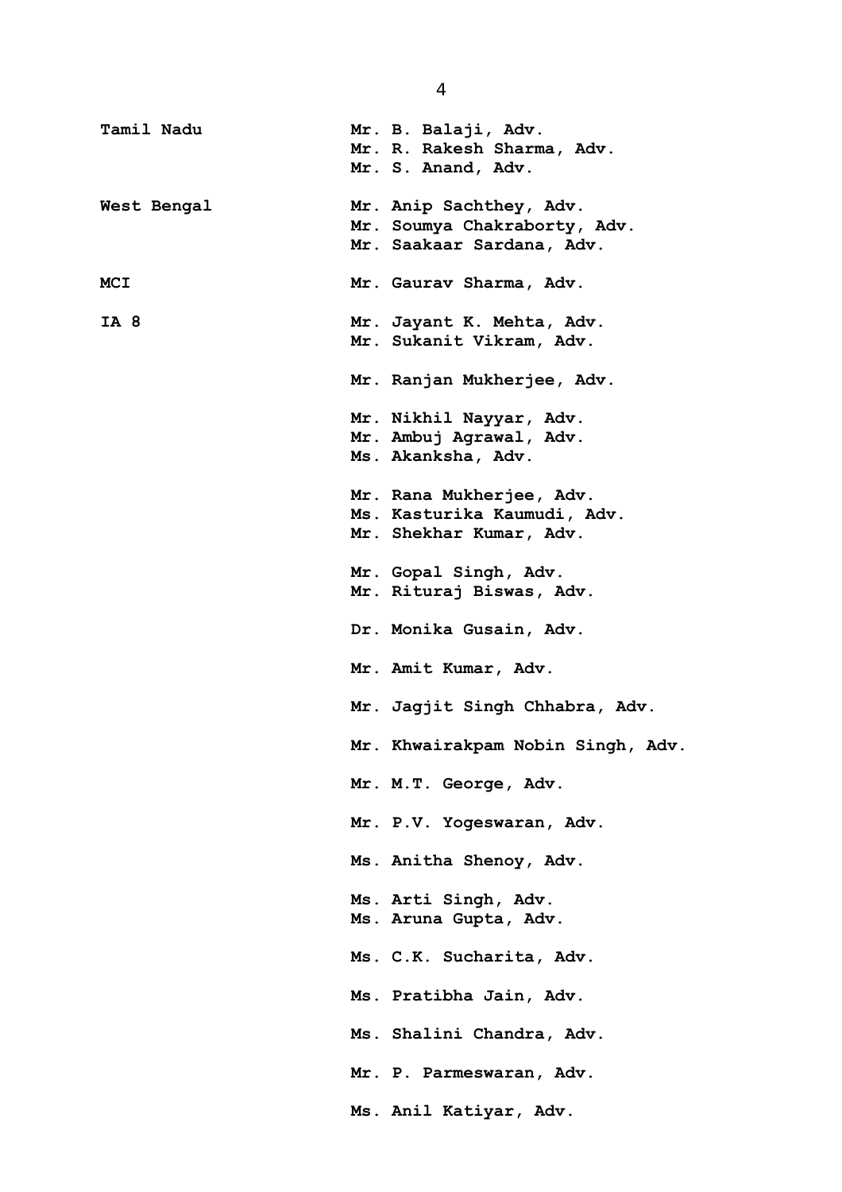**Tamil Nadu** Mr. B. Balaji, Adv.
Mr. R. Rakesh Sharma, Adv.
Mr. S. Anand, Adv.

**West Bengal** Mr. Anip Sachthey, Adv.
Mr. Soumya Chakraborty, Adv.
Mr. Saakaar Sardana, Adv.

**MCI** Mr. Gaurav Sharma, Adv.

**IA 8** Mr. Jayant K. Mehta, Adv.
Mr. Sukanit Vikram, Adv.

Mr. Ranjan Mukherjee, Adv.

Mr. Nikhil Nayyar, Adv.
Mr. Ambuj Agrawal, Adv.
Ms. Akanksha, Adv.

Mr. Rana Mukherjee, Adv.
Ms. Kasturika Kaumudi, Adv.
Mr. Shekhar Kumar, Adv.

Mr. Gopal Singh, Adv.
Mr. Rituraj Biswas, Adv.

Dr. Monika Gusain, Adv.

Mr. Amit Kumar, Adv.

Mr. Jagjit Singh Chhabra, Adv.

Mr. Khwairakpam Nobin Singh, Adv.

Mr. M.T. George, Adv.

Mr. P.V. Yogeswaran, Adv.

Ms. Anitha Shenoy, Adv.

Ms. Arti Singh, Adv.
Ms. Aruna Gupta, Adv.

Ms. C.K. Sucharita, Adv.

Ms. Pratibha Jain, Adv.

Ms. Shalini Chandra, Adv.

Mr. P. Parmeswaran, Adv.

Ms. Anil Katiyar, Adv.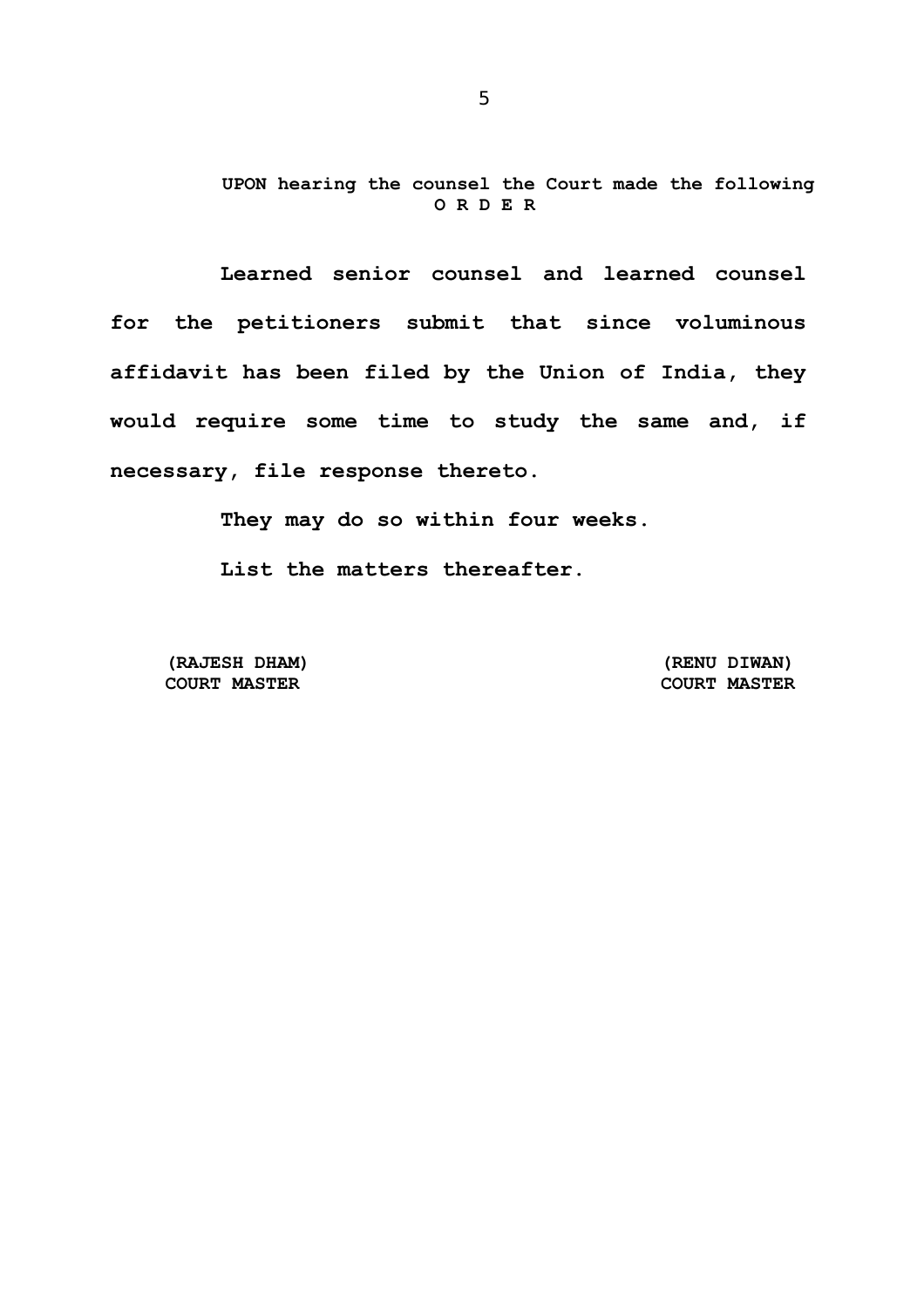**UPON hearing the counsel the Court made the following**

**O R D E R**

**Learned senior counsel and learned counsel for the petitioners submit that since voluminous affidavit has been filed by the Union of India, they would require some time to study the same and, if necessary, file response thereto.**

**They may do so within four weeks.**

**List the matters thereafter.**

| | |
|---|---|
| **(RAJESH DHAM)** | **(RENU DIWAN)** |
| **COURT MASTER** | **COURT MASTER** |